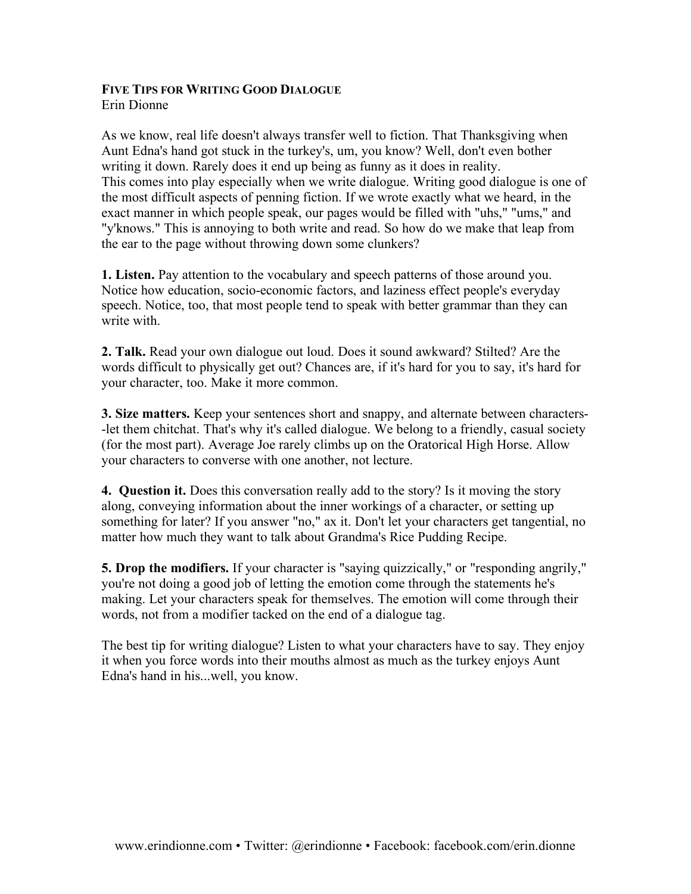**FIVE TIPS FOR WRITING GOOD DIALOGUE**

Erin Dionne

As we know, real life doesn't always transfer well to fiction. That Thanksgiving when Aunt Edna's hand got stuck in the turkey's, um, you know? Well, don't even bother writing it down. Rarely does it end up being as funny as it does in reality.
This comes into play especially when we write dialogue. Writing good dialogue is one of the most difficult aspects of penning fiction. If we wrote exactly what we heard, in the exact manner in which people speak, our pages would be filled with "uhs," "ums," and "y'knows." This is annoying to both write and read. So how do we make that leap from the ear to the page without throwing down some clunkers?

**1. Listen.** Pay attention to the vocabulary and speech patterns of those around you. Notice how education, socio-economic factors, and laziness effect people's everyday speech. Notice, too, that most people tend to speak with better grammar than they can write with.

**2. Talk.** Read your own dialogue out loud. Does it sound awkward? Stilted? Are the words difficult to physically get out? Chances are, if it's hard for you to say, it's hard for your character, too. Make it more common.

**3. Size matters.** Keep your sentences short and snappy, and alternate between characters--let them chitchat. That's why it's called dialogue. We belong to a friendly, casual society (for the most part). Average Joe rarely climbs up on the Oratorical High Horse. Allow your characters to converse with one another, not lecture.

**4. Question it.** Does this conversation really add to the story? Is it moving the story along, conveying information about the inner workings of a character, or setting up something for later? If you answer "no," ax it. Don't let your characters get tangential, no matter how much they want to talk about Grandma's Rice Pudding Recipe.

**5. Drop the modifiers.** If your character is "saying quizzically," or "responding angrily," you're not doing a good job of letting the emotion come through the statements he's making. Let your characters speak for themselves. The emotion will come through their words, not from a modifier tacked on the end of a dialogue tag.

The best tip for writing dialogue? Listen to what your characters have to say. They enjoy it when you force words into their mouths almost as much as the turkey enjoys Aunt Edna's hand in his...well, you know.

www.erindionne.com • Twitter: @erindionne • Facebook: facebook.com/erin.dionne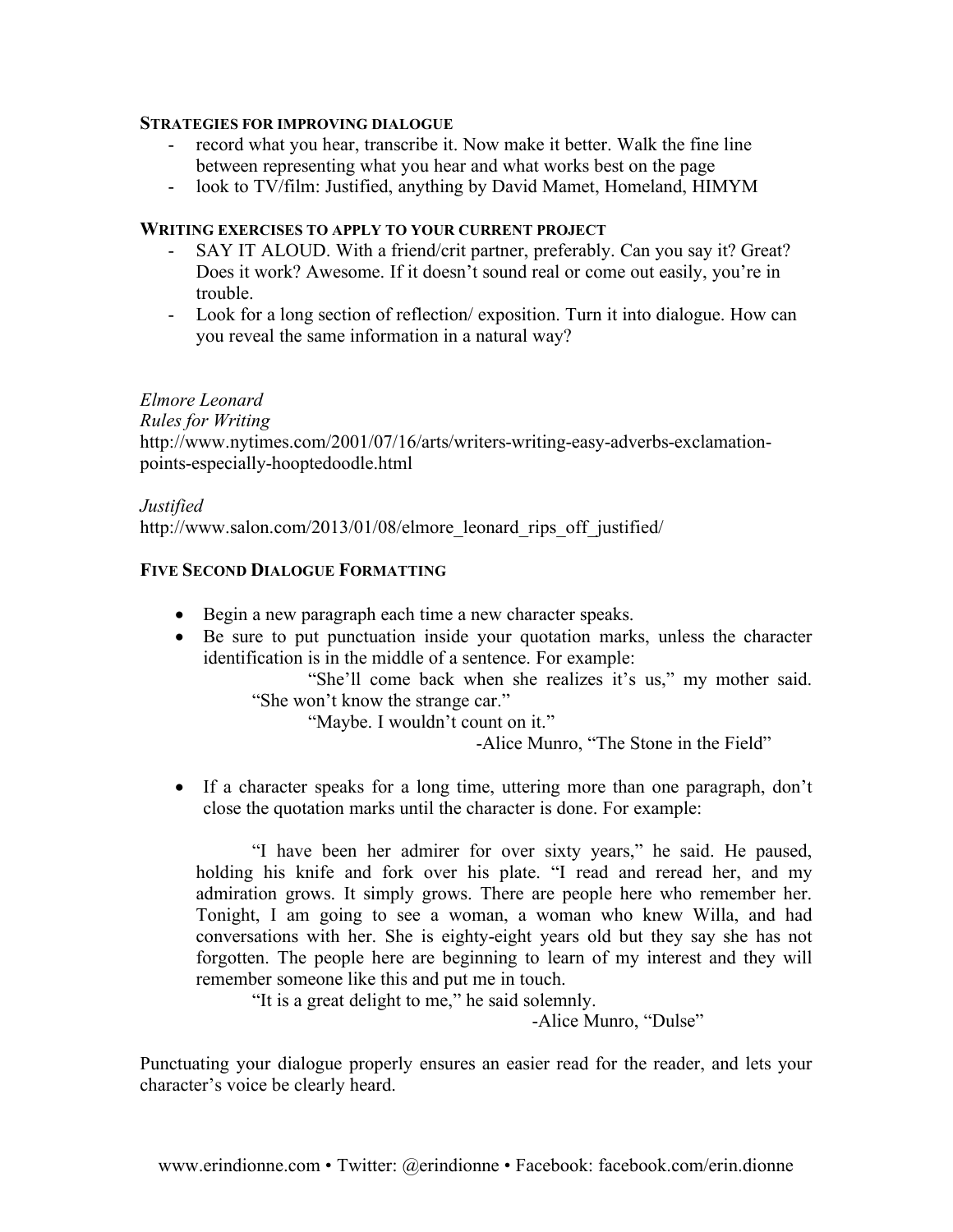**STRATEGIES FOR IMPROVING DIALOGUE**

- record what you hear, transcribe it. Now make it better. Walk the fine line between representing what you hear and what works best on the page
- look to TV/film: Justified, anything by David Mamet, Homeland, HIMYM

**WRITING EXERCISES TO APPLY TO YOUR CURRENT PROJECT**

- SAY IT ALOUD. With a friend/crit partner, preferably. Can you say it? Great? Does it work? Awesome. If it doesn't sound real or come out easily, you're in trouble.
- Look for a long section of reflection/ exposition. Turn it into dialogue. How can you reveal the same information in a natural way?

*Elmore Leonard*
*Rules for Writing*
http://www.nytimes.com/2001/07/16/arts/writers-writing-easy-adverbs-exclamation-points-especially-hooptedoodle.html

*Justified*
http://www.salon.com/2013/01/08/elmore_leonard_rips_off_justified/

**FIVE SECOND DIALOGUE FORMATTING**

- Begin a new paragraph each time a new character speaks.
- Be sure to put punctuation inside your quotation marks, unless the character identification is in the middle of a sentence. For example:

> "She'll come back when she realizes it's us," my mother said. "She won't know the strange car."
>
> "Maybe. I wouldn't count on it."
>
> -Alice Munro, "The Stone in the Field"

- If a character speaks for a long time, uttering more than one paragraph, don't close the quotation marks until the character is done. For example:

> "I have been her admirer for over sixty years," he said. He paused, holding his knife and fork over his plate. "I read and reread her, and my admiration grows. It simply grows. There are people here who remember her. Tonight, I am going to see a woman, a woman who knew Willa, and had conversations with her. She is eighty-eight years old but they say she has not forgotten. The people here are beginning to learn of my interest and they will remember someone like this and put me in touch.
>
> "It is a great delight to me," he said solemnly.
>
> -Alice Munro, "Dulse"

Punctuating your dialogue properly ensures an easier read for the reader, and lets your character's voice be clearly heard.

www.erindionne.com • Twitter: @erindionne • Facebook: facebook.com/erin.dionne